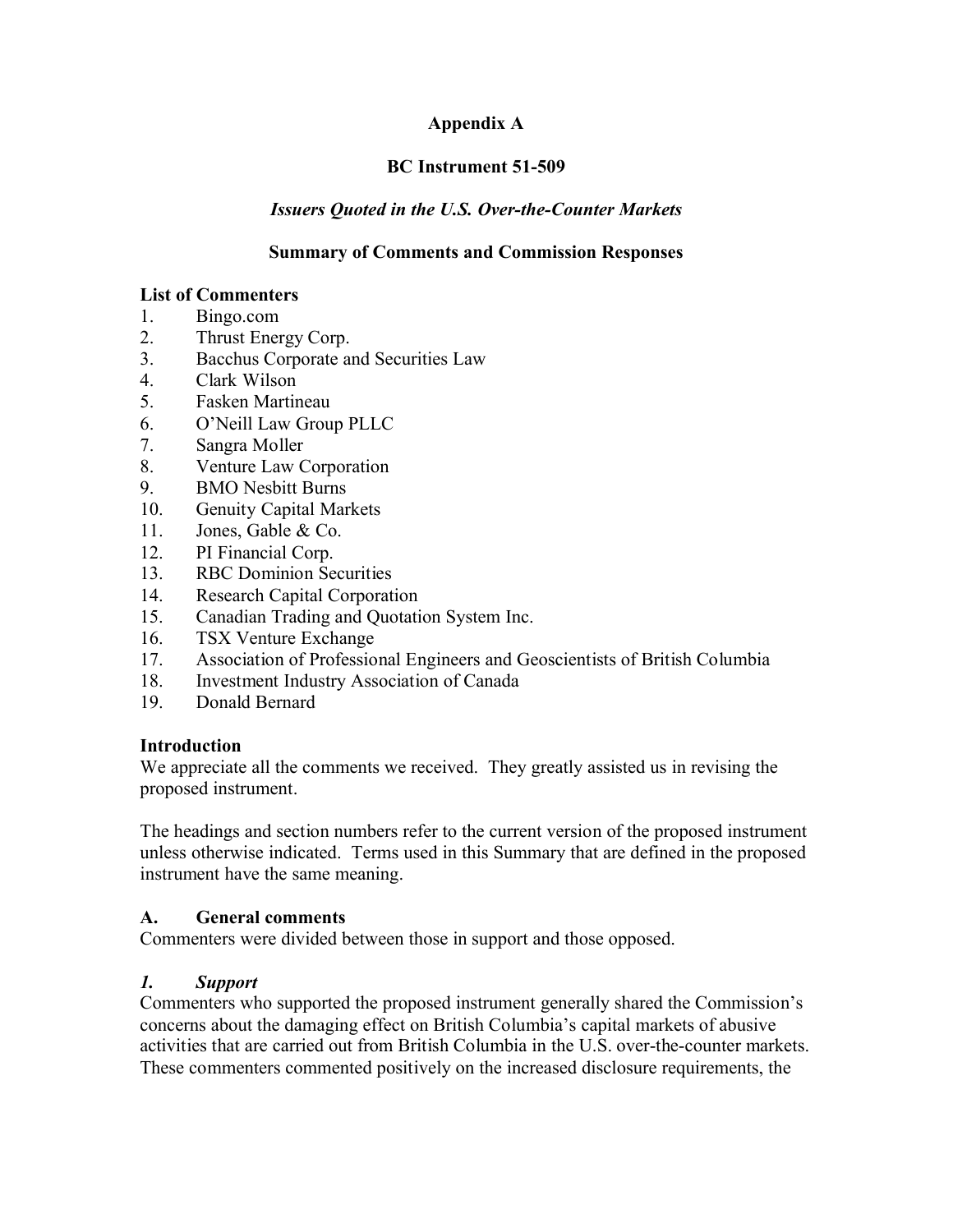# Appendix A

## BC Instrument 51-509

### *Issuers Quoted in the U.S. Over-the-Counter Markets*

### Summary of Comments and Commission Responses

**List of Commenters**

1. Bingo.com
2. Thrust Energy Corp.
3. Bacchus Corporate and Securities Law
4. Clark Wilson
5. Fasken Martineau
6. O'Neill Law Group PLLC
7. Sangra Moller
8. Venture Law Corporation
9. BMO Nesbitt Burns
10. Genuity Capital Markets
11. Jones, Gable & Co.
12. PI Financial Corp.
13. RBC Dominion Securities
14. Research Capital Corporation
15. Canadian Trading and Quotation System Inc.
16. TSX Venture Exchange
17. Association of Professional Engineers and Geoscientists of British Columbia
18. Investment Industry Association of Canada
19. Donald Bernard

**Introduction**

We appreciate all the comments we received. They greatly assisted us in revising the proposed instrument.

The headings and section numbers refer to the current version of the proposed instrument unless otherwise indicated. Terms used in this Summary that are defined in the proposed instrument have the same meaning.

**A. General comments**

Commenters were divided between those in support and those opposed.

***1. Support***

Commenters who supported the proposed instrument generally shared the Commission's concerns about the damaging effect on British Columbia's capital markets of abusive activities that are carried out from British Columbia in the U.S. over-the-counter markets. These commenters commented positively on the increased disclosure requirements, the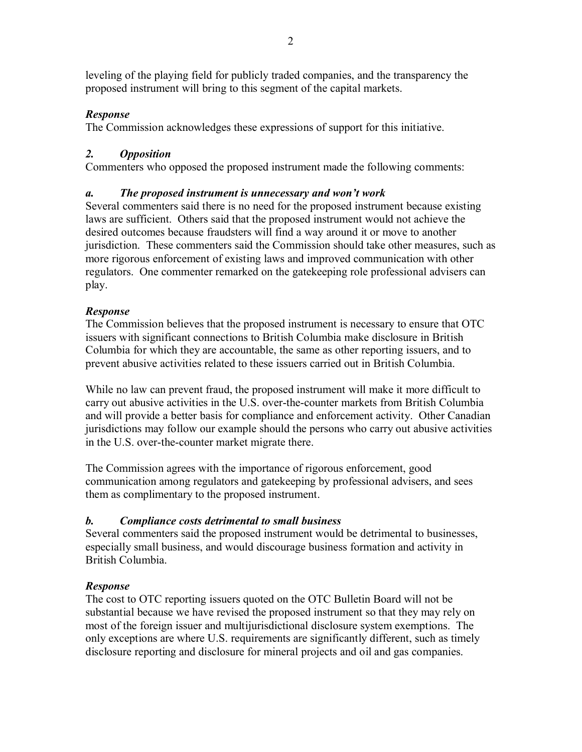leveling of the playing field for publicly traded companies, and the transparency the proposed instrument will bring to this segment of the capital markets.

***Response***
The Commission acknowledges these expressions of support for this initiative.

### *2. Opposition*

Commenters who opposed the proposed instrument made the following comments:

#### *a. The proposed instrument is unnecessary and won't work*

Several commenters said there is no need for the proposed instrument because existing laws are sufficient. Others said that the proposed instrument would not achieve the desired outcomes because fraudsters will find a way around it or move to another jurisdiction. These commenters said the Commission should take other measures, such as more rigorous enforcement of existing laws and improved communication with other regulators. One commenter remarked on the gatekeeping role professional advisers can play.

***Response***
The Commission believes that the proposed instrument is necessary to ensure that OTC issuers with significant connections to British Columbia make disclosure in British Columbia for which they are accountable, the same as other reporting issuers, and to prevent abusive activities related to these issuers carried out in British Columbia.

While no law can prevent fraud, the proposed instrument will make it more difficult to carry out abusive activities in the U.S. over-the-counter markets from British Columbia and will provide a better basis for compliance and enforcement activity. Other Canadian jurisdictions may follow our example should the persons who carry out abusive activities in the U.S. over-the-counter market migrate there.

The Commission agrees with the importance of rigorous enforcement, good communication among regulators and gatekeeping by professional advisers, and sees them as complimentary to the proposed instrument.

#### *b. Compliance costs detrimental to small business*

Several commenters said the proposed instrument would be detrimental to businesses, especially small business, and would discourage business formation and activity in British Columbia.

***Response***
The cost to OTC reporting issuers quoted on the OTC Bulletin Board will not be substantial because we have revised the proposed instrument so that they may rely on most of the foreign issuer and multijurisdictional disclosure system exemptions. The only exceptions are where U.S. requirements are significantly different, such as timely disclosure reporting and disclosure for mineral projects and oil and gas companies.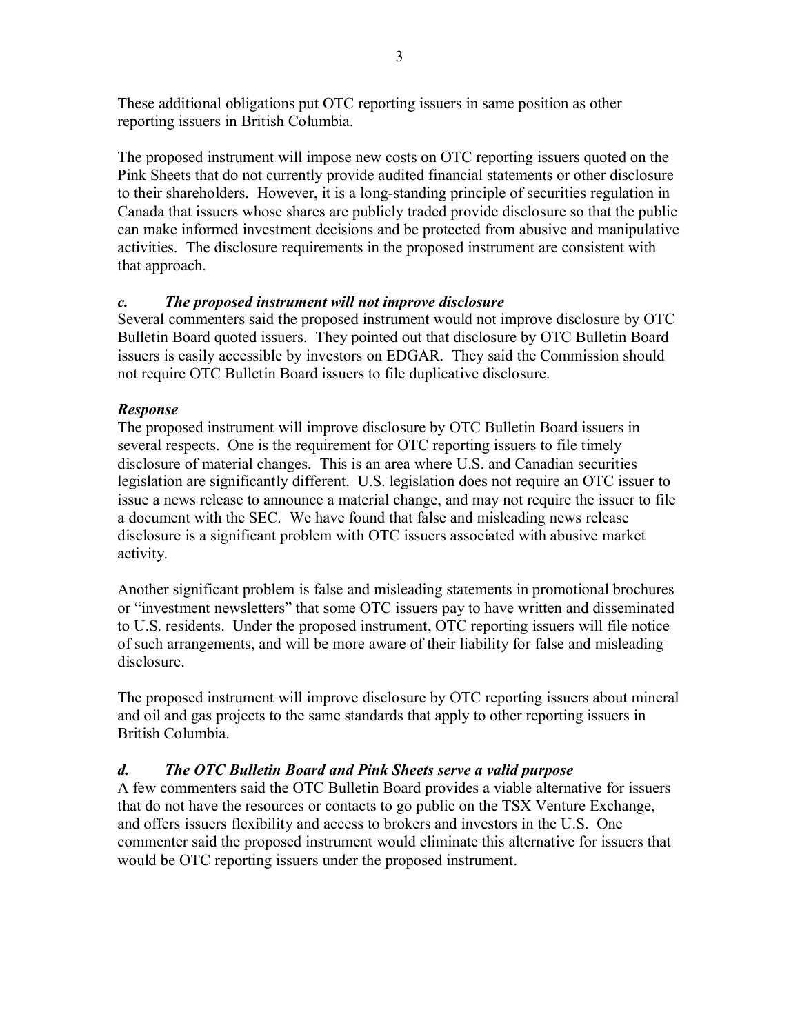These additional obligations put OTC reporting issuers in same position as other reporting issuers in British Columbia.

The proposed instrument will impose new costs on OTC reporting issuers quoted on the Pink Sheets that do not currently provide audited financial statements or other disclosure to their shareholders. However, it is a long-standing principle of securities regulation in Canada that issuers whose shares are publicly traded provide disclosure so that the public can make informed investment decisions and be protected from abusive and manipulative activities. The disclosure requirements in the proposed instrument are consistent with that approach.

***c. The proposed instrument will not improve disclosure***

Several commenters said the proposed instrument would not improve disclosure by OTC Bulletin Board quoted issuers. They pointed out that disclosure by OTC Bulletin Board issuers is easily accessible by investors on EDGAR. They said the Commission should not require OTC Bulletin Board issuers to file duplicative disclosure.

***Response***

The proposed instrument will improve disclosure by OTC Bulletin Board issuers in several respects. One is the requirement for OTC reporting issuers to file timely disclosure of material changes. This is an area where U.S. and Canadian securities legislation are significantly different. U.S. legislation does not require an OTC issuer to issue a news release to announce a material change, and may not require the issuer to file a document with the SEC. We have found that false and misleading news release disclosure is a significant problem with OTC issuers associated with abusive market activity.

Another significant problem is false and misleading statements in promotional brochures or "investment newsletters" that some OTC issuers pay to have written and disseminated to U.S. residents. Under the proposed instrument, OTC reporting issuers will file notice of such arrangements, and will be more aware of their liability for false and misleading disclosure.

The proposed instrument will improve disclosure by OTC reporting issuers about mineral and oil and gas projects to the same standards that apply to other reporting issuers in British Columbia.

***d. The OTC Bulletin Board and Pink Sheets serve a valid purpose***

A few commenters said the OTC Bulletin Board provides a viable alternative for issuers that do not have the resources or contacts to go public on the TSX Venture Exchange, and offers issuers flexibility and access to brokers and investors in the U.S. One commenter said the proposed instrument would eliminate this alternative for issuers that would be OTC reporting issuers under the proposed instrument.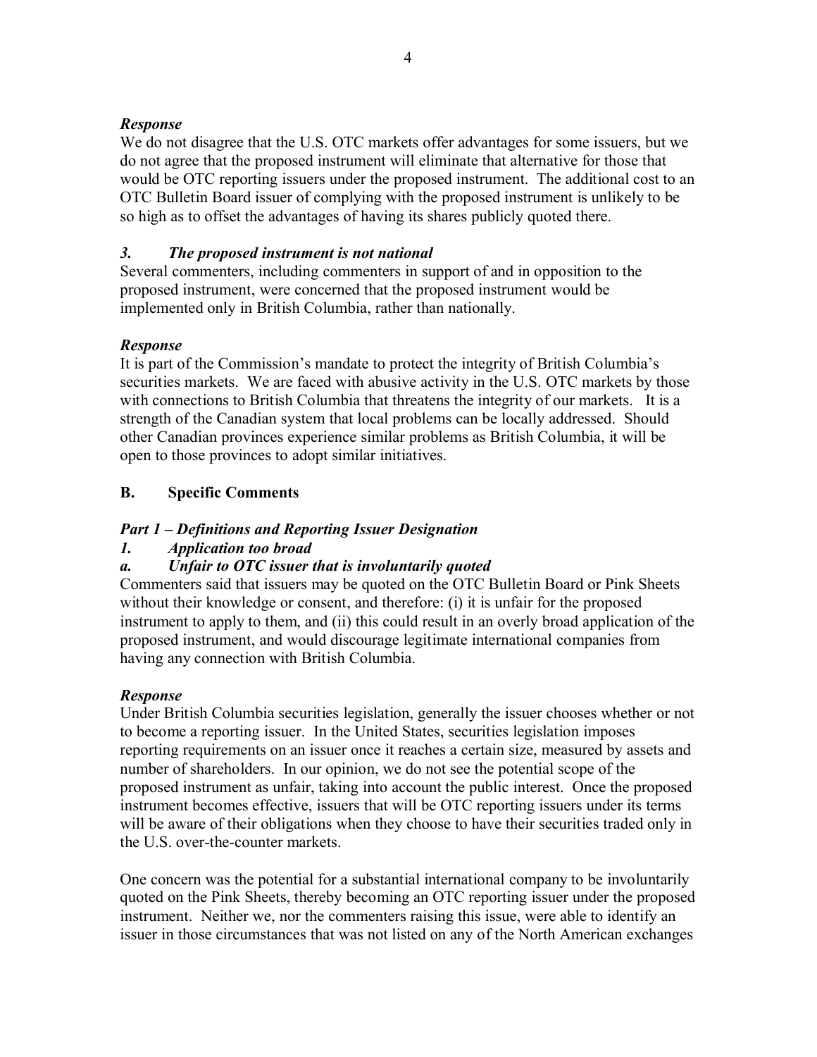***Response***

We do not disagree that the U.S. OTC markets offer advantages for some issuers, but we do not agree that the proposed instrument will eliminate that alternative for those that would be OTC reporting issuers under the proposed instrument. The additional cost to an OTC Bulletin Board issuer of complying with the proposed instrument is unlikely to be so high as to offset the advantages of having its shares publicly quoted there.

### *3. The proposed instrument is not national*

Several commenters, including commenters in support of and in opposition to the proposed instrument, were concerned that the proposed instrument would be implemented only in British Columbia, rather than nationally.

***Response***

It is part of the Commission's mandate to protect the integrity of British Columbia's securities markets. We are faced with abusive activity in the U.S. OTC markets by those with connections to British Columbia that threatens the integrity of our markets. It is a strength of the Canadian system that local problems can be locally addressed. Should other Canadian provinces experience similar problems as British Columbia, it will be open to those provinces to adopt similar initiatives.

## B. Specific Comments

### *Part 1 – Definitions and Reporting Issuer Designation*

### *1. Application too broad*

### *a. Unfair to OTC issuer that is involuntarily quoted*

Commenters said that issuers may be quoted on the OTC Bulletin Board or Pink Sheets without their knowledge or consent, and therefore: (i) it is unfair for the proposed instrument to apply to them, and (ii) this could result in an overly broad application of the proposed instrument, and would discourage legitimate international companies from having any connection with British Columbia.

***Response***

Under British Columbia securities legislation, generally the issuer chooses whether or not to become a reporting issuer. In the United States, securities legislation imposes reporting requirements on an issuer once it reaches a certain size, measured by assets and number of shareholders. In our opinion, we do not see the potential scope of the proposed instrument as unfair, taking into account the public interest. Once the proposed instrument becomes effective, issuers that will be OTC reporting issuers under its terms will be aware of their obligations when they choose to have their securities traded only in the U.S. over-the-counter markets.

One concern was the potential for a substantial international company to be involuntarily quoted on the Pink Sheets, thereby becoming an OTC reporting issuer under the proposed instrument. Neither we, nor the commenters raising this issue, were able to identify an issuer in those circumstances that was not listed on any of the North American exchanges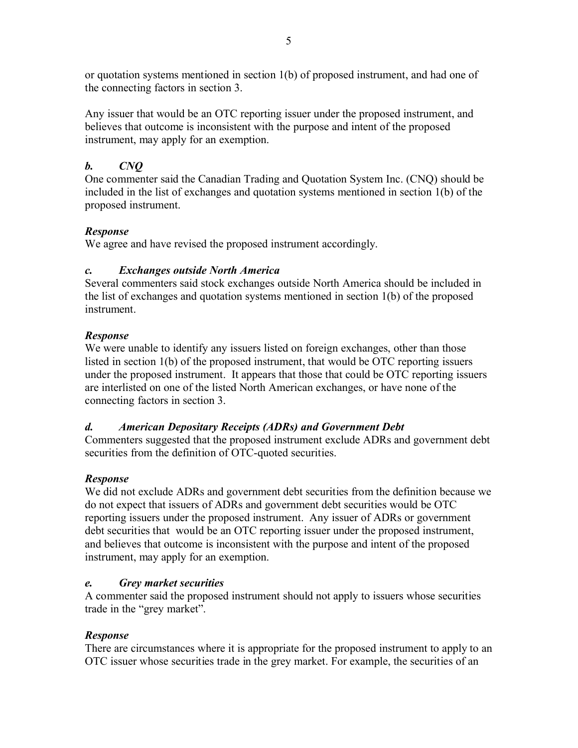or quotation systems mentioned in section 1(b) of proposed instrument, and had one of the connecting factors in section 3.

Any issuer that would be an OTC reporting issuer under the proposed instrument, and believes that outcome is inconsistent with the purpose and intent of the proposed instrument, may apply for an exemption.

### *b. CNQ*

One commenter said the Canadian Trading and Quotation System Inc. (CNQ) should be included in the list of exchanges and quotation systems mentioned in section 1(b) of the proposed instrument.

***Response***

We agree and have revised the proposed instrument accordingly.

### *c. Exchanges outside North America*

Several commenters said stock exchanges outside North America should be included in the list of exchanges and quotation systems mentioned in section 1(b) of the proposed instrument.

***Response***

We were unable to identify any issuers listed on foreign exchanges, other than those listed in section 1(b) of the proposed instrument, that would be OTC reporting issuers under the proposed instrument. It appears that those that could be OTC reporting issuers are interlisted on one of the listed North American exchanges, or have none of the connecting factors in section 3.

### *d. American Depositary Receipts (ADRs) and Government Debt*

Commenters suggested that the proposed instrument exclude ADRs and government debt securities from the definition of OTC-quoted securities.

***Response***

We did not exclude ADRs and government debt securities from the definition because we do not expect that issuers of ADRs and government debt securities would be OTC reporting issuers under the proposed instrument. Any issuer of ADRs or government debt securities that would be an OTC reporting issuer under the proposed instrument, and believes that outcome is inconsistent with the purpose and intent of the proposed instrument, may apply for an exemption.

### *e. Grey market securities*

A commenter said the proposed instrument should not apply to issuers whose securities trade in the "grey market".

***Response***

There are circumstances where it is appropriate for the proposed instrument to apply to an OTC issuer whose securities trade in the grey market. For example, the securities of an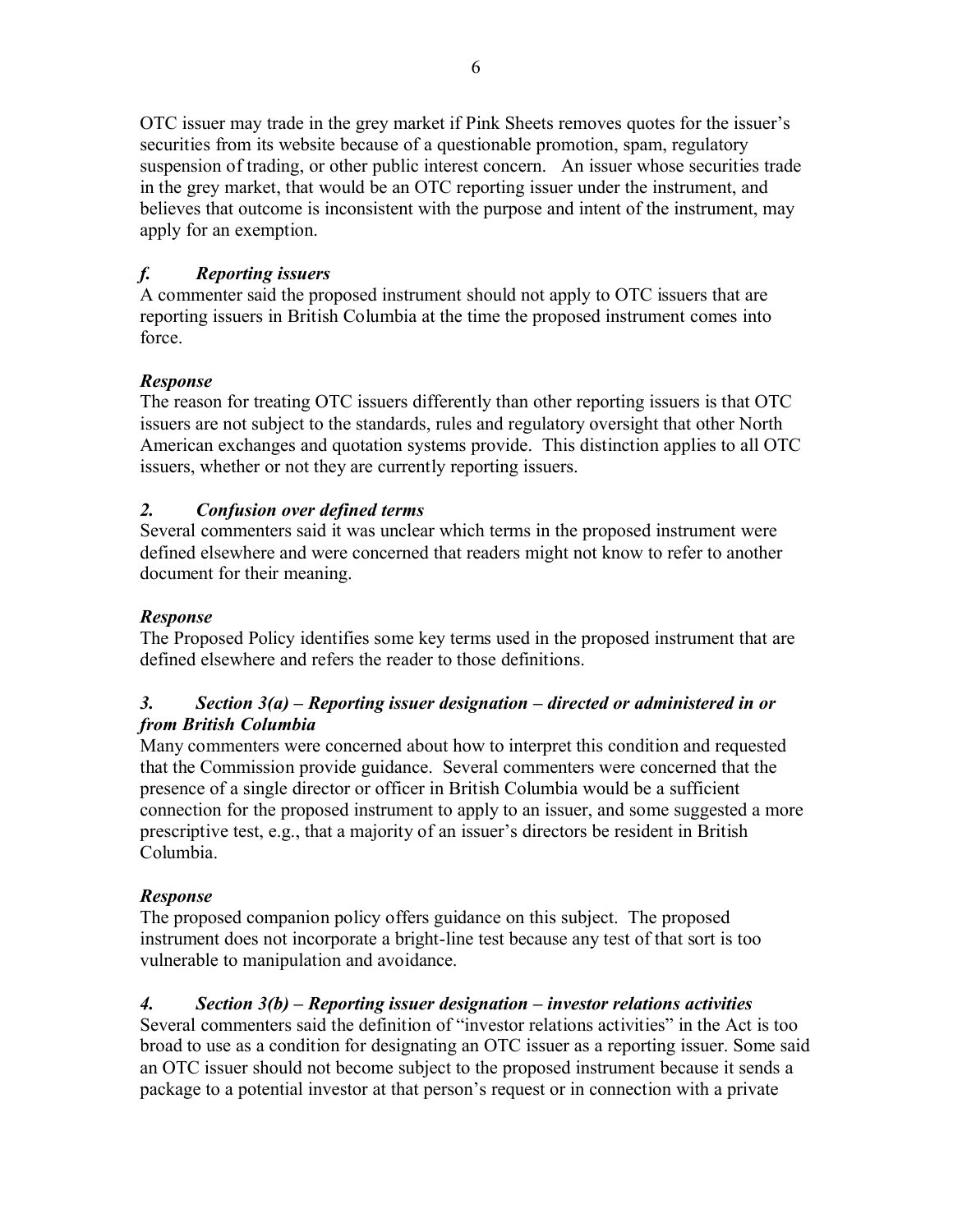OTC issuer may trade in the grey market if Pink Sheets removes quotes for the issuer's securities from its website because of a questionable promotion, spam, regulatory suspension of trading, or other public interest concern. An issuer whose securities trade in the grey market, that would be an OTC reporting issuer under the instrument, and believes that outcome is inconsistent with the purpose and intent of the instrument, may apply for an exemption.

### *f. Reporting issuers*

A commenter said the proposed instrument should not apply to OTC issuers that are reporting issuers in British Columbia at the time the proposed instrument comes into force.

***Response***

The reason for treating OTC issuers differently than other reporting issuers is that OTC issuers are not subject to the standards, rules and regulatory oversight that other North American exchanges and quotation systems provide. This distinction applies to all OTC issuers, whether or not they are currently reporting issuers.

### *2. Confusion over defined terms*

Several commenters said it was unclear which terms in the proposed instrument were defined elsewhere and were concerned that readers might not know to refer to another document for their meaning.

***Response***

The Proposed Policy identifies some key terms used in the proposed instrument that are defined elsewhere and refers the reader to those definitions.

### *3. Section 3(a) – Reporting issuer designation – directed or administered in or from British Columbia*

Many commenters were concerned about how to interpret this condition and requested that the Commission provide guidance. Several commenters were concerned that the presence of a single director or officer in British Columbia would be a sufficient connection for the proposed instrument to apply to an issuer, and some suggested a more prescriptive test, e.g., that a majority of an issuer's directors be resident in British Columbia.

***Response***

The proposed companion policy offers guidance on this subject. The proposed instrument does not incorporate a bright-line test because any test of that sort is too vulnerable to manipulation and avoidance.

### *4. Section 3(b) – Reporting issuer designation – investor relations activities*

Several commenters said the definition of "investor relations activities" in the Act is too broad to use as a condition for designating an OTC issuer as a reporting issuer. Some said an OTC issuer should not become subject to the proposed instrument because it sends a package to a potential investor at that person's request or in connection with a private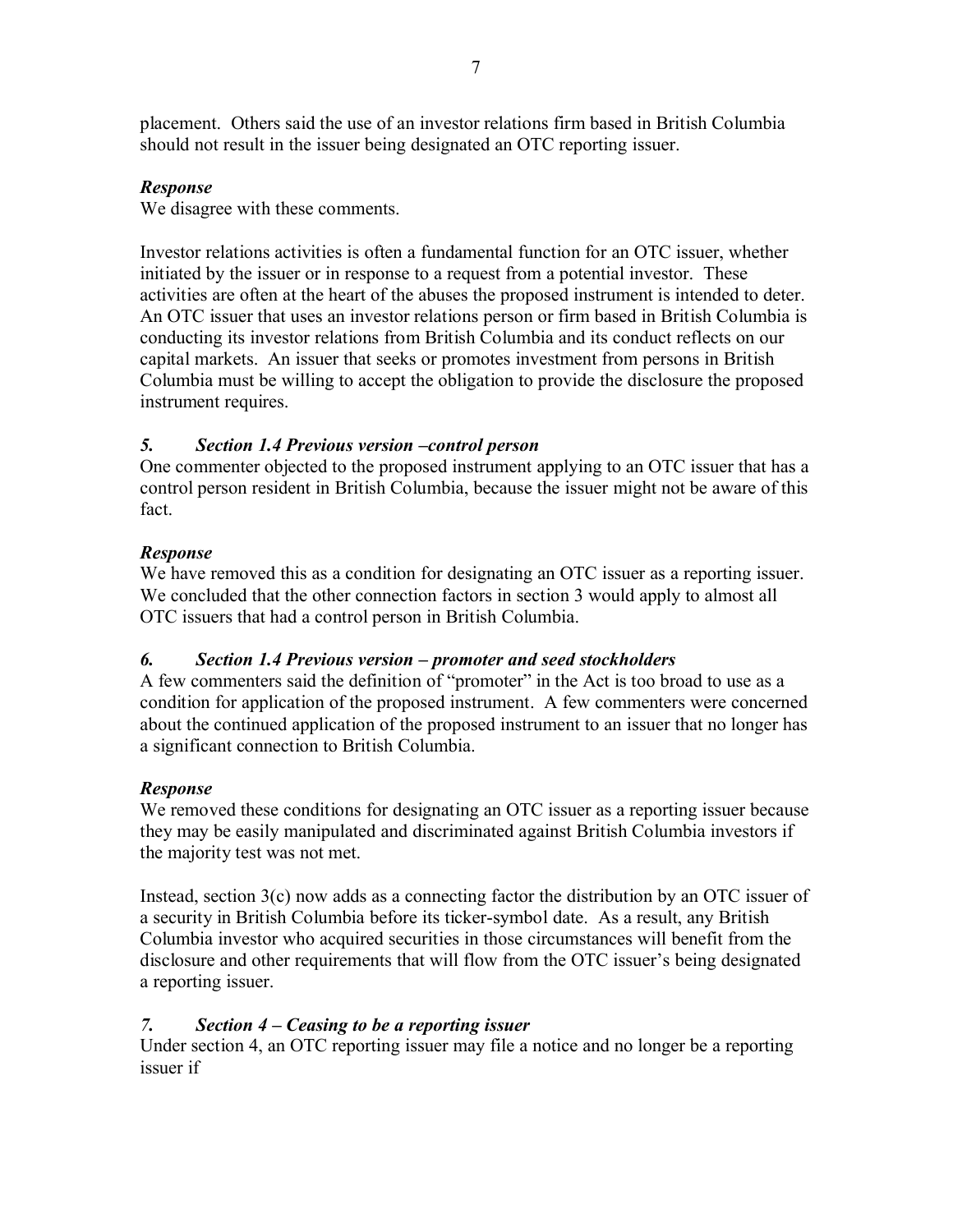placement. Others said the use of an investor relations firm based in British Columbia should not result in the issuer being designated an OTC reporting issuer.

***Response***

We disagree with these comments.

Investor relations activities is often a fundamental function for an OTC issuer, whether initiated by the issuer or in response to a request from a potential investor. These activities are often at the heart of the abuses the proposed instrument is intended to deter. An OTC issuer that uses an investor relations person or firm based in British Columbia is conducting its investor relations from British Columbia and its conduct reflects on our capital markets. An issuer that seeks or promotes investment from persons in British Columbia must be willing to accept the obligation to provide the disclosure the proposed instrument requires.

### *5. Section 1.4 Previous version –control person*

One commenter objected to the proposed instrument applying to an OTC issuer that has a control person resident in British Columbia, because the issuer might not be aware of this fact.

***Response***

We have removed this as a condition for designating an OTC issuer as a reporting issuer. We concluded that the other connection factors in section 3 would apply to almost all OTC issuers that had a control person in British Columbia.

### *6. Section 1.4 Previous version – promoter and seed stockholders*

A few commenters said the definition of "promoter" in the Act is too broad to use as a condition for application of the proposed instrument. A few commenters were concerned about the continued application of the proposed instrument to an issuer that no longer has a significant connection to British Columbia.

***Response***

We removed these conditions for designating an OTC issuer as a reporting issuer because they may be easily manipulated and discriminated against British Columbia investors if the majority test was not met.

Instead, section 3(c) now adds as a connecting factor the distribution by an OTC issuer of a security in British Columbia before its ticker-symbol date. As a result, any British Columbia investor who acquired securities in those circumstances will benefit from the disclosure and other requirements that will flow from the OTC issuer's being designated a reporting issuer.

### *7. Section 4 – Ceasing to be a reporting issuer*

Under section 4, an OTC reporting issuer may file a notice and no longer be a reporting issuer if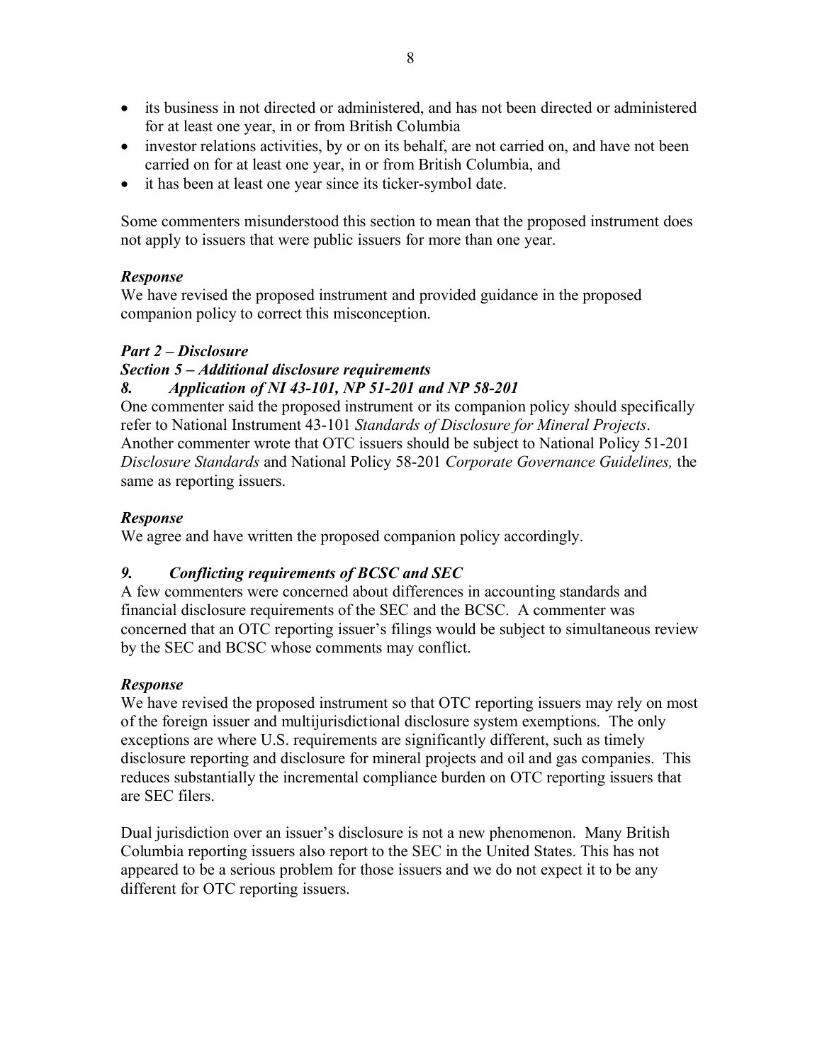- its business in not directed or administered, and has not been directed or administered for at least one year, in or from British Columbia
- investor relations activities, by or on its behalf, are not carried on, and have not been carried on for at least one year, in or from British Columbia, and
- it has been at least one year since its ticker-symbol date.

Some commenters misunderstood this section to mean that the proposed instrument does not apply to issuers that were public issuers for more than one year.

***Response***
We have revised the proposed instrument and provided guidance in the proposed companion policy to correct this misconception.

***Part 2 – Disclosure***
***Section 5 – Additional disclosure requirements***
***8. Application of NI 43-101, NP 51-201 and NP 58-201***
One commenter said the proposed instrument or its companion policy should specifically refer to National Instrument 43-101 *Standards of Disclosure for Mineral Projects*. Another commenter wrote that OTC issuers should be subject to National Policy 51-201 *Disclosure Standards* and National Policy 58-201 *Corporate Governance Guidelines,* the same as reporting issuers.

***Response***
We agree and have written the proposed companion policy accordingly.

***9. Conflicting requirements of BCSC and SEC***
A few commenters were concerned about differences in accounting standards and financial disclosure requirements of the SEC and the BCSC. A commenter was concerned that an OTC reporting issuer's filings would be subject to simultaneous review by the SEC and BCSC whose comments may conflict.

***Response***
We have revised the proposed instrument so that OTC reporting issuers may rely on most of the foreign issuer and multijurisdictional disclosure system exemptions. The only exceptions are where U.S. requirements are significantly different, such as timely disclosure reporting and disclosure for mineral projects and oil and gas companies. This reduces substantially the incremental compliance burden on OTC reporting issuers that are SEC filers.

Dual jurisdiction over an issuer's disclosure is not a new phenomenon. Many British Columbia reporting issuers also report to the SEC in the United States. This has not appeared to be a serious problem for those issuers and we do not expect it to be any different for OTC reporting issuers.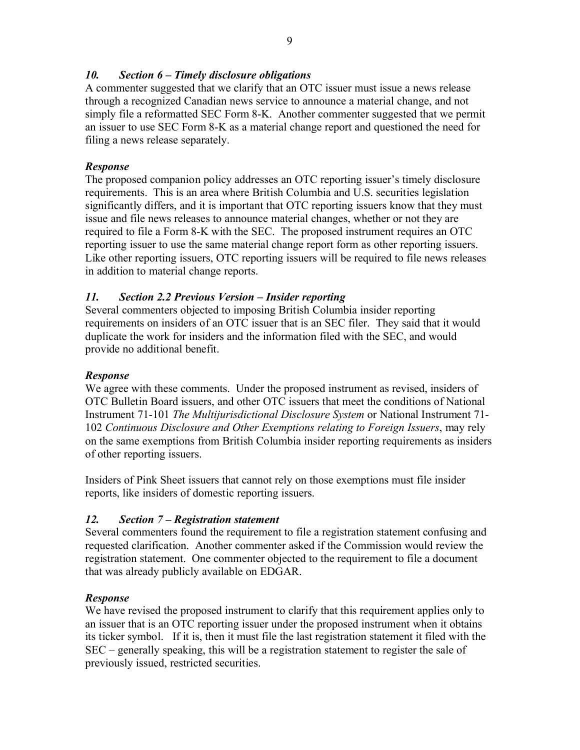### *10. Section 6 – Timely disclosure obligations*

A commenter suggested that we clarify that an OTC issuer must issue a news release through a recognized Canadian news service to announce a material change, and not simply file a reformatted SEC Form 8-K. Another commenter suggested that we permit an issuer to use SEC Form 8-K as a material change report and questioned the need for filing a news release separately.

***Response***

The proposed companion policy addresses an OTC reporting issuer's timely disclosure requirements. This is an area where British Columbia and U.S. securities legislation significantly differs, and it is important that OTC reporting issuers know that they must issue and file news releases to announce material changes, whether or not they are required to file a Form 8-K with the SEC. The proposed instrument requires an OTC reporting issuer to use the same material change report form as other reporting issuers. Like other reporting issuers, OTC reporting issuers will be required to file news releases in addition to material change reports.

### *11. Section 2.2 Previous Version – Insider reporting*

Several commenters objected to imposing British Columbia insider reporting requirements on insiders of an OTC issuer that is an SEC filer. They said that it would duplicate the work for insiders and the information filed with the SEC, and would provide no additional benefit.

***Response***

We agree with these comments. Under the proposed instrument as revised, insiders of OTC Bulletin Board issuers, and other OTC issuers that meet the conditions of National Instrument 71-101 *The Multijurisdictional Disclosure System* or National Instrument 71-102 *Continuous Disclosure and Other Exemptions relating to Foreign Issuers*, may rely on the same exemptions from British Columbia insider reporting requirements as insiders of other reporting issuers.

Insiders of Pink Sheet issuers that cannot rely on those exemptions must file insider reports, like insiders of domestic reporting issuers.

### *12. Section 7 – Registration statement*

Several commenters found the requirement to file a registration statement confusing and requested clarification. Another commenter asked if the Commission would review the registration statement. One commenter objected to the requirement to file a document that was already publicly available on EDGAR.

***Response***

We have revised the proposed instrument to clarify that this requirement applies only to an issuer that is an OTC reporting issuer under the proposed instrument when it obtains its ticker symbol. If it is, then it must file the last registration statement it filed with the SEC – generally speaking, this will be a registration statement to register the sale of previously issued, restricted securities.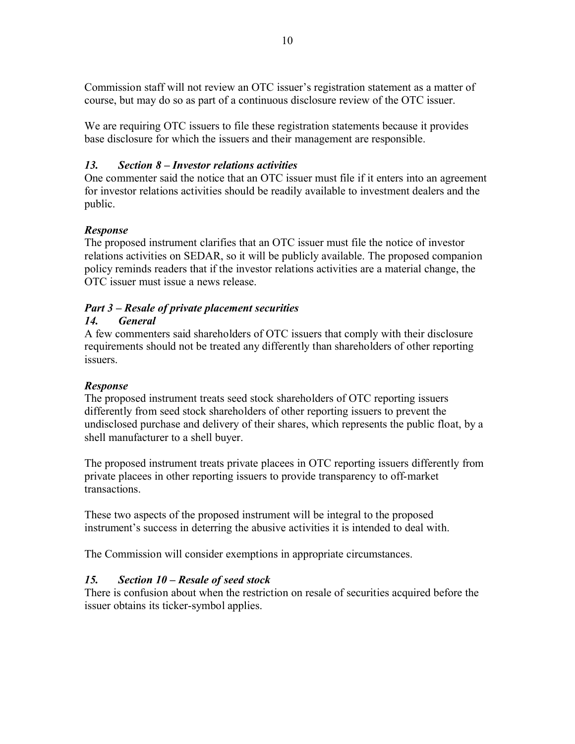Commission staff will not review an OTC issuer's registration statement as a matter of course, but may do so as part of a continuous disclosure review of the OTC issuer.

We are requiring OTC issuers to file these registration statements because it provides base disclosure for which the issuers and their management are responsible.

### *13. Section 8 – Investor relations activities*

One commenter said the notice that an OTC issuer must file if it enters into an agreement for investor relations activities should be readily available to investment dealers and the public.

***Response***

The proposed instrument clarifies that an OTC issuer must file the notice of investor relations activities on SEDAR, so it will be publicly available. The proposed companion policy reminds readers that if the investor relations activities are a material change, the OTC issuer must issue a news release.

## *Part 3 – Resale of private placement securities*

### *14. General*

A few commenters said shareholders of OTC issuers that comply with their disclosure requirements should not be treated any differently than shareholders of other reporting issuers.

***Response***

The proposed instrument treats seed stock shareholders of OTC reporting issuers differently from seed stock shareholders of other reporting issuers to prevent the undisclosed purchase and delivery of their shares, which represents the public float, by a shell manufacturer to a shell buyer.

The proposed instrument treats private placees in OTC reporting issuers differently from private placees in other reporting issuers to provide transparency to off-market transactions.

These two aspects of the proposed instrument will be integral to the proposed instrument's success in deterring the abusive activities it is intended to deal with.

The Commission will consider exemptions in appropriate circumstances.

### *15. Section 10 – Resale of seed stock*

There is confusion about when the restriction on resale of securities acquired before the issuer obtains its ticker-symbol applies.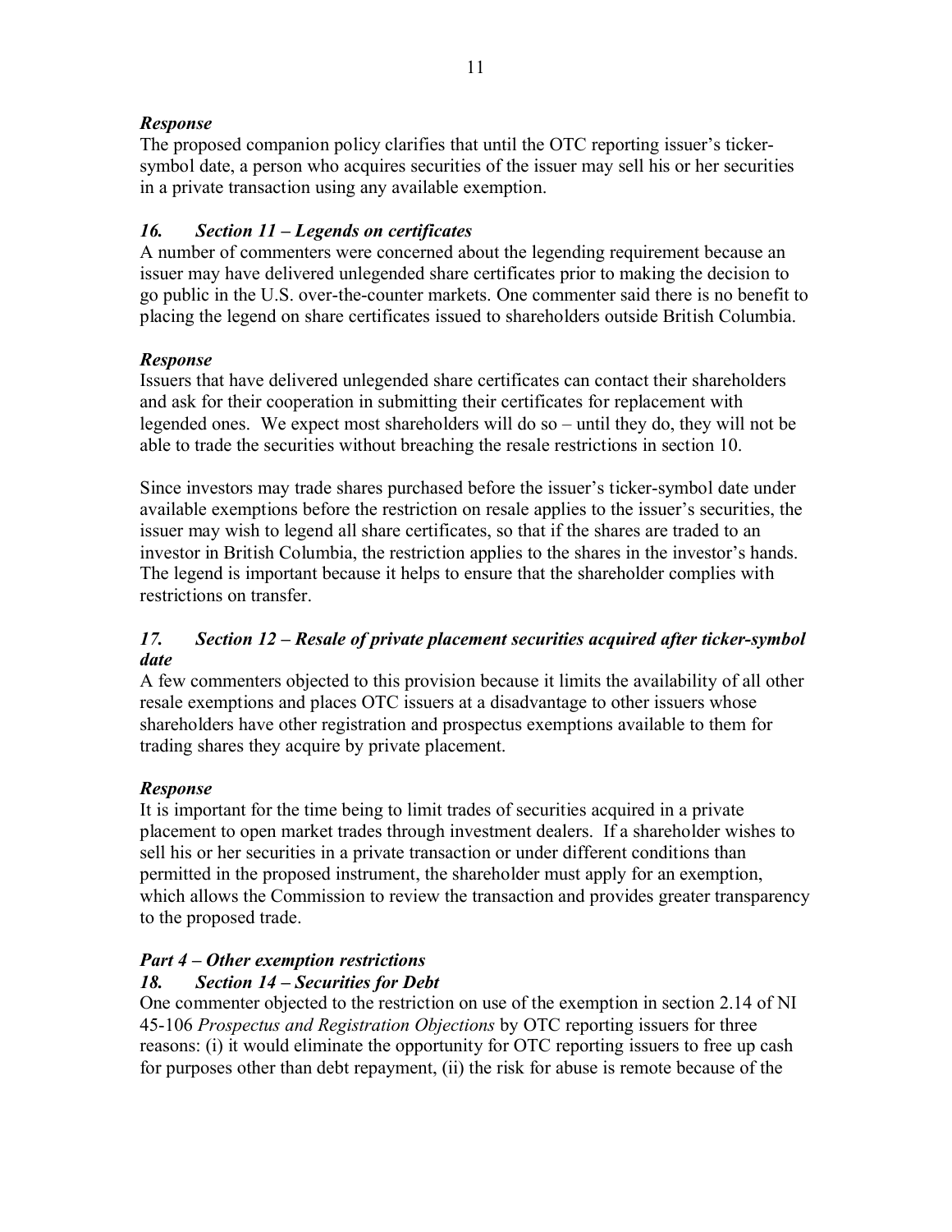***Response***

The proposed companion policy clarifies that until the OTC reporting issuer's ticker-symbol date, a person who acquires securities of the issuer may sell his or her securities in a private transaction using any available exemption.

### *16. Section 11 – Legends on certificates*

A number of commenters were concerned about the legending requirement because an issuer may have delivered unlegended share certificates prior to making the decision to go public in the U.S. over-the-counter markets. One commenter said there is no benefit to placing the legend on share certificates issued to shareholders outside British Columbia.

***Response***

Issuers that have delivered unlegended share certificates can contact their shareholders and ask for their cooperation in submitting their certificates for replacement with legended ones. We expect most shareholders will do so – until they do, they will not be able to trade the securities without breaching the resale restrictions in section 10.

Since investors may trade shares purchased before the issuer's ticker-symbol date under available exemptions before the restriction on resale applies to the issuer's securities, the issuer may wish to legend all share certificates, so that if the shares are traded to an investor in British Columbia, the restriction applies to the shares in the investor's hands. The legend is important because it helps to ensure that the shareholder complies with restrictions on transfer.

### *17. Section 12 – Resale of private placement securities acquired after ticker-symbol date*

A few commenters objected to this provision because it limits the availability of all other resale exemptions and places OTC issuers at a disadvantage to other issuers whose shareholders have other registration and prospectus exemptions available to them for trading shares they acquire by private placement.

***Response***

It is important for the time being to limit trades of securities acquired in a private placement to open market trades through investment dealers. If a shareholder wishes to sell his or her securities in a private transaction or under different conditions than permitted in the proposed instrument, the shareholder must apply for an exemption, which allows the Commission to review the transaction and provides greater transparency to the proposed trade.

## *Part 4 – Other exemption restrictions*

### *18. Section 14 – Securities for Debt*

One commenter objected to the restriction on use of the exemption in section 2.14 of NI 45-106 *Prospectus and Registration Objections* by OTC reporting issuers for three reasons: (i) it would eliminate the opportunity for OTC reporting issuers to free up cash for purposes other than debt repayment, (ii) the risk for abuse is remote because of the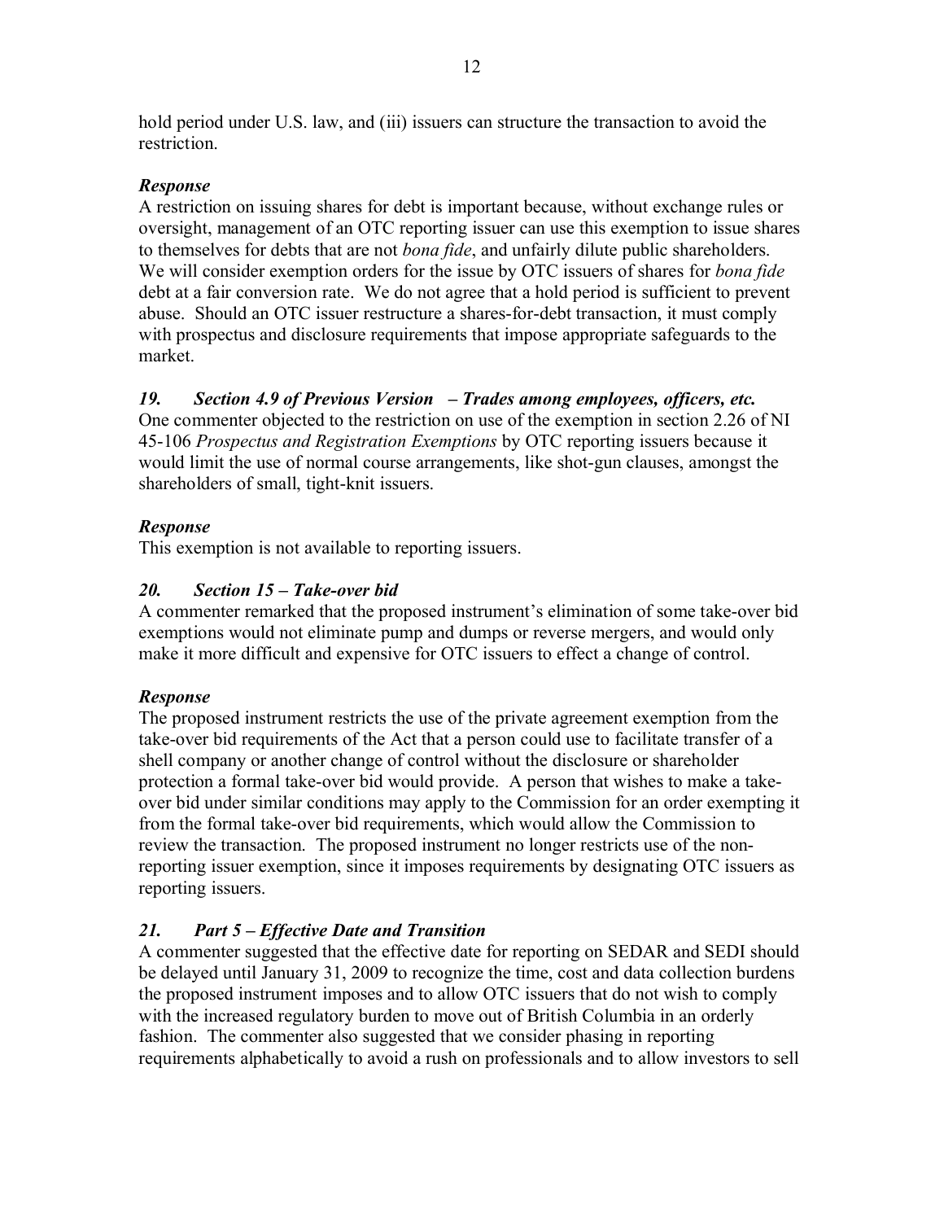hold period under U.S. law, and (iii) issuers can structure the transaction to avoid the restriction.

***Response***

A restriction on issuing shares for debt is important because, without exchange rules or oversight, management of an OTC reporting issuer can use this exemption to issue shares to themselves for debts that are not *bona fide*, and unfairly dilute public shareholders. We will consider exemption orders for the issue by OTC issuers of shares for *bona fide* debt at a fair conversion rate. We do not agree that a hold period is sufficient to prevent abuse. Should an OTC issuer restructure a shares-for-debt transaction, it must comply with prospectus and disclosure requirements that impose appropriate safeguards to the market.

***19. Section 4.9 of Previous Version – Trades among employees, officers, etc.***

One commenter objected to the restriction on use of the exemption in section 2.26 of NI 45-106 *Prospectus and Registration Exemptions* by OTC reporting issuers because it would limit the use of normal course arrangements, like shot-gun clauses, amongst the shareholders of small, tight-knit issuers.

***Response***

This exemption is not available to reporting issuers.

***20. Section 15 – Take-over bid***

A commenter remarked that the proposed instrument's elimination of some take-over bid exemptions would not eliminate pump and dumps or reverse mergers, and would only make it more difficult and expensive for OTC issuers to effect a change of control.

***Response***

The proposed instrument restricts the use of the private agreement exemption from the take-over bid requirements of the Act that a person could use to facilitate transfer of a shell company or another change of control without the disclosure or shareholder protection a formal take-over bid would provide. A person that wishes to make a take-over bid under similar conditions may apply to the Commission for an order exempting it from the formal take-over bid requirements, which would allow the Commission to review the transaction. The proposed instrument no longer restricts use of the non-reporting issuer exemption, since it imposes requirements by designating OTC issuers as reporting issuers.

***21. Part 5 – Effective Date and Transition***

A commenter suggested that the effective date for reporting on SEDAR and SEDI should be delayed until January 31, 2009 to recognize the time, cost and data collection burdens the proposed instrument imposes and to allow OTC issuers that do not wish to comply with the increased regulatory burden to move out of British Columbia in an orderly fashion. The commenter also suggested that we consider phasing in reporting requirements alphabetically to avoid a rush on professionals and to allow investors to sell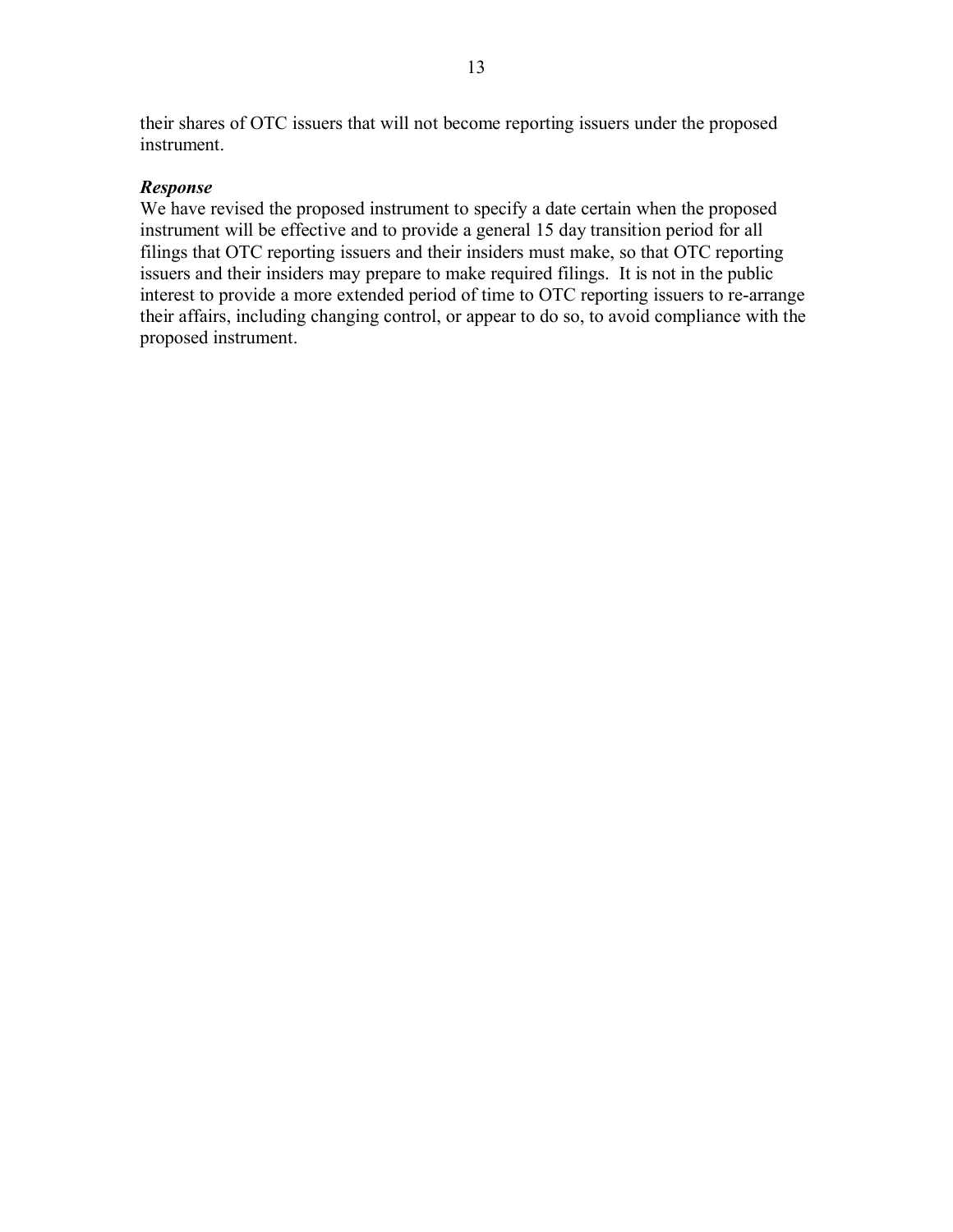their shares of OTC issuers that will not become reporting issuers under the proposed instrument.

***Response***

We have revised the proposed instrument to specify a date certain when the proposed instrument will be effective and to provide a general 15 day transition period for all filings that OTC reporting issuers and their insiders must make, so that OTC reporting issuers and their insiders may prepare to make required filings. It is not in the public interest to provide a more extended period of time to OTC reporting issuers to re-arrange their affairs, including changing control, or appear to do so, to avoid compliance with the proposed instrument.